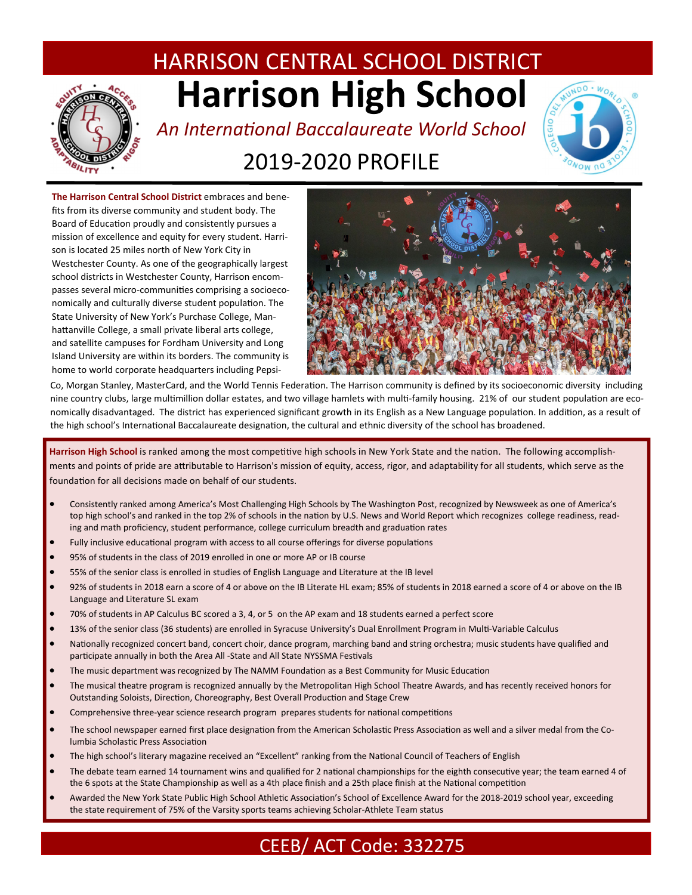# HARRISON CENTRAL SCHOOL DISTRICT

# Harrison High School

*An International Baccalaureate World School*

## 2019-2020 PROFILE

**The Harrison Central School District** embraces and benefits from its diverse community and student body. The Board of Education proudly and consistently pursues a mission of excellence and equity for every student. Harrison is located 25 miles north of New York City in Westchester County. As one of the geographically largest school districts in Westchester County, Harrison encompasses several micro-communities comprising a socioeconomically and culturally diverse student population. The State University of New York's Purchase College, Manhattanville College, a small private liberal arts college, and satellite campuses for Fordham University and Long Island University are within its borders. The community is home to world corporate headquarters including PepsiCo, Morgan Stanley, MasterCard, and the World Tennis Federation. The Harrison community is defined by its socioeconomic diversity including nine country clubs, large multimillion dollar estates, and two village hamlets with multi-family housing. 21% of our student population are economically disadvantaged. The district has experienced significant growth in its English as a New Language population. In addition, as a result of the high school's International Baccalaureate designation, the cultural and ethnic diversity of the school has broadened.

**Harrison High School** is ranked among the most competitive high schools in New York State and the nation. The following accomplishments and points of pride are attributable to Harrison's mission of equity, access, rigor, and adaptability for all students, which serve as the foundation for all decisions made on behalf of our students.

- Consistently ranked among America's Most Challenging High Schools by The Washington Post, recognized by Newsweek as one of America's top high school's and ranked in the top 2% of schools in the nation by U.S. News and World Report which recognizes college readiness, reading and math proficiency, student performance, college curriculum breadth and graduation rates
- Fully inclusive educational program with access to all course offerings for diverse populations
- 95% of students in the class of 2019 enrolled in one or more AP or IB course
- 55% of the senior class is enrolled in studies of English Language and Literature at the IB level
- 92% of students in 2018 earn a score of 4 or above on the IB Literate HL exam; 85% of students in 2018 earned a score of 4 or above on the IB Language and Literature SL exam
- 70% of students in AP Calculus BC scored a 3, 4, or 5 on the AP exam and 18 students earned a perfect score
- 13% of the senior class (36 students) are enrolled in Syracuse University's Dual Enrollment Program in Multi-Variable Calculus
- Nationally recognized concert band, concert choir, dance program, marching band and string orchestra; music students have qualified and participate annually in both the Area All -State and All State NYSSMA Festivals
- The music department was recognized by The NAMM Foundation as a Best Community for Music Education
- The musical theatre program is recognized annually by the Metropolitan High School Theatre Awards, and has recently received honors for Outstanding Soloists, Direction, Choreography, Best Overall Production and Stage Crew
- Comprehensive three-year science research program prepares students for national competitions
- The school newspaper earned first place designation from the American Scholastic Press Association as well and a silver medal from the Columbia Scholastic Press Association
- The high school's literary magazine received an "Excellent" ranking from the National Council of Teachers of English
- The debate team earned 14 tournament wins and qualified for 2 national championships for the eighth consecutive year; the team earned 4 of the 6 spots at the State Championship as well as a 4th place finish and a 25th place finish at the National competition
- Awarded the New York State Public High School Athletic Association's School of Excellence Award for the 2018-2019 school year, exceeding the state requirement of 75% of the Varsity sports teams achieving Scholar-Athlete Team status

## CEEB/ ACT Code: 332275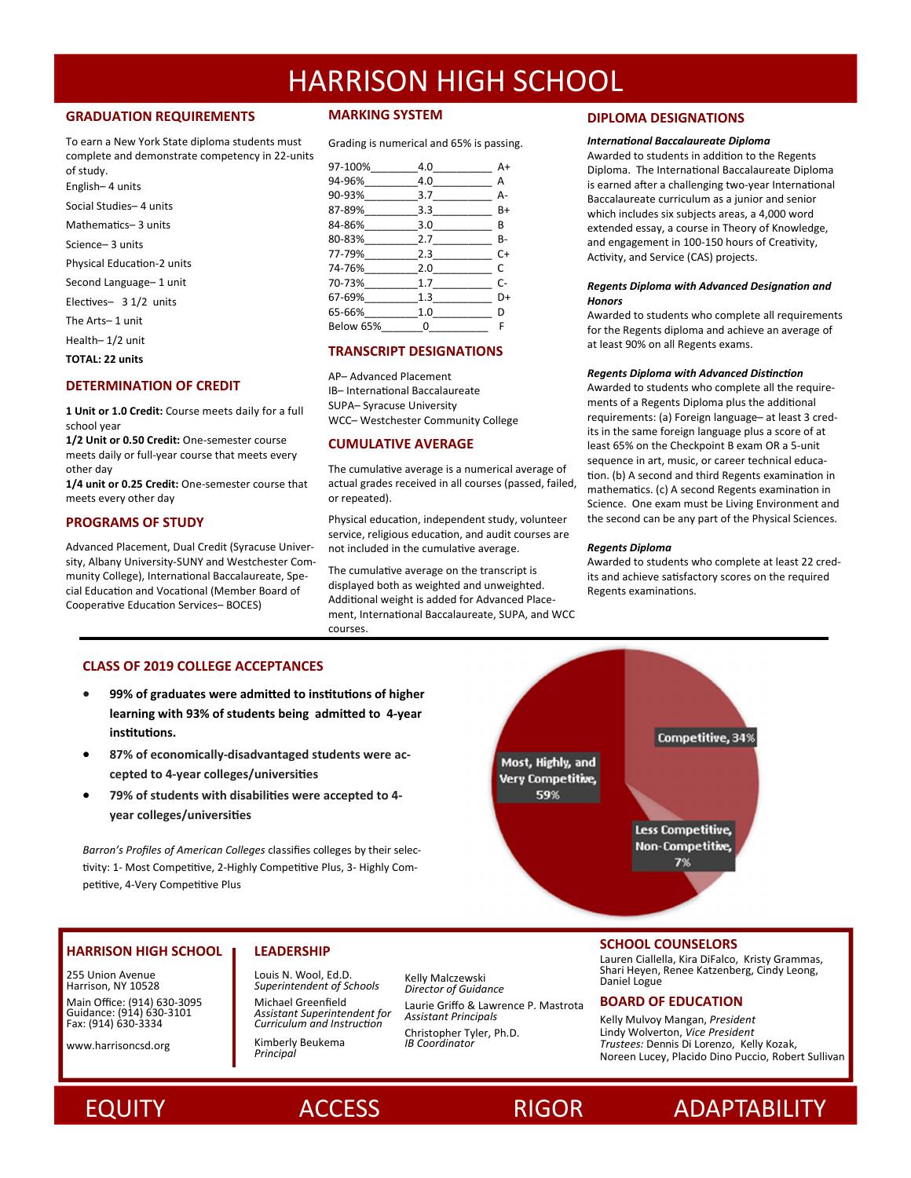# HARRISON HIGH SCHOOL

## GRADUATION REQUIREMENTS

To earn a New York State diploma students must complete and demonstrate competency in 22-units of study.

English– 4 units

Social Studies– 4 units

Mathematics– 3 units

Science– 3 units

Physical Education-2 units

Second Language– 1 unit

Electives– 3 1/2 units

The Arts– 1 unit

Health– 1/2 unit

**TOTAL: 22 units**

## DETERMINATION OF CREDIT

**1 Unit or 1.0 Credit:** Course meets daily for a full school year

**1/2 Unit or 0.50 Credit:** One-semester course meets daily or full-year course that meets every other day

**1/4 unit or 0.25 Credit:** One-semester course that meets every other day

## PROGRAMS OF STUDY

Advanced Placement, Dual Credit (Syracuse University, Albany University-SUNY and Westchester Community College), International Baccalaureate, Special Education and Vocational (Member Board of Cooperative Education Services– BOCES)

## MARKING SYSTEM

Grading is numerical and 65% is passing.

| Percentage | Points | Grade |
|---|---|---|
| 97-100% | 4.0 | A+ |
| 94-96% | 4.0 | A |
| 90-93% | 3.7 | A- |
| 87-89% | 3.3 | B+ |
| 84-86% | 3.0 | B |
| 80-83% | 2.7 | B- |
| 77-79% | 2.3 | C+ |
| 74-76% | 2.0 | C |
| 70-73% | 1.7 | C- |
| 67-69% | 1.3 | D+ |
| 65-66% | 1.0 | D |
| Below 65% | 0 | F |

## TRANSCRIPT DESIGNATIONS

AP– Advanced Placement

IB– International Baccalaureate

SUPA– Syracuse University

WCC– Westchester Community College

## CUMULATIVE AVERAGE

The cumulative average is a numerical average of actual grades received in all courses (passed, failed, or repeated).

Physical education, independent study, volunteer service, religious education, and audit courses are not included in the cumulative average.

The cumulative average on the transcript is displayed both as weighted and unweighted. Additional weight is added for Advanced Placement, International Baccalaureate, SUPA, and WCC courses.

## DIPLOMA DESIGNATIONS

***International Baccalaureate Diploma***

Awarded to students in addition to the Regents Diploma. The International Baccalaureate Diploma is earned after a challenging two-year International Baccalaureate curriculum as a junior and senior which includes six subjects areas, a 4,000 word extended essay, a course in Theory of Knowledge, and engagement in 100-150 hours of Creativity, Activity, and Service (CAS) projects.

***Regents Diploma with Advanced Designation and Honors***

Awarded to students who complete all requirements for the Regents diploma and achieve an average of at least 90% on all Regents exams.

***Regents Diploma with Advanced Distinction***

Awarded to students who complete all the requirements of a Regents Diploma plus the additional requirements: (a) Foreign language– at least 3 credits in the same foreign language plus a score of at least 65% on the Checkpoint B exam OR a 5-unit sequence in art, music, or career technical education. (b) A second and third Regents examination in mathematics. (c) A second Regents examination in Science. One exam must be Living Environment and the second can be any part of the Physical Sciences.

***Regents Diploma***

Awarded to students who complete at least 22 credits and achieve satisfactory scores on the required Regents examinations.

## CLASS OF 2019 COLLEGE ACCEPTANCES

- **99% of graduates were admitted to institutions of higher learning with 93% of students being admitted to 4-year institutions.**
- **87% of economically-disadvantaged students were accepted to 4-year colleges/universities**
- **79% of students with disabilities were accepted to 4-year colleges/universities**

*Barron's Profiles of American Colleges* classifies colleges by their selectivity: 1- Most Competitive, 2-Highly Competitive Plus, 3- Highly Competitive, 4-Very Competitive Plus

Most, Highly, and Very Competitive, 59%

Competitive, 34%

Less Competitive, Non-Competitive, 7%

## HARRISON HIGH SCHOOL

255 Union Avenue
Harrison, NY 10528

Main Office: (914) 630-3095
Guidance: (914) 630-3101
Fax: (914) 630-3334

www.harrisoncsd.org

## LEADERSHIP

Louis N. Wool, Ed.D.
*Superintendent of Schools*

Michael Greenfield
*Assistant Superintendent for Curriculum and Instruction*

Kimberly Beukema
*Principal*

Kelly Malczewski
*Director of Guidance*

Laurie Griffo & Lawrence P. Mastrota
*Assistant Principals*

Christopher Tyler, Ph.D.
*IB Coordinator*

## SCHOOL COUNSELORS

Lauren Ciallella, Kira DiFalco, Kristy Grammas, Shari Heyen, Renee Katzenberg, Cindy Leong, Daniel Logue

## BOARD OF EDUCATION

Kelly Mulvoy Mangan, *President*
Lindy Wolverton, *Vice President*
*Trustees:* Dennis Di Lorenzo, Kelly Kozak, Noreen Lucey, Placido Dino Puccio, Robert Sullivan

EQUITY ACCESS RIGOR ADAPTABILITY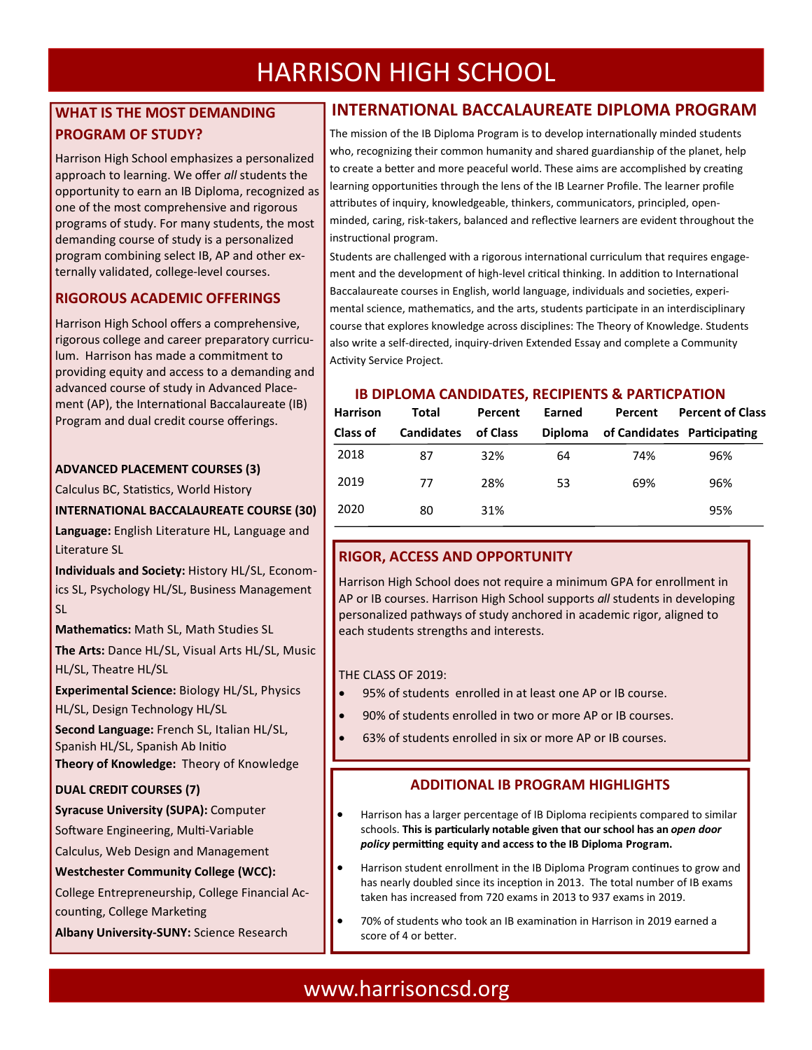# HARRISON HIGH SCHOOL

## WHAT IS THE MOST DEMANDING PROGRAM OF STUDY?

Harrison High School emphasizes a personalized approach to learning. We offer *all* students the opportunity to earn an IB Diploma, recognized as one of the most comprehensive and rigorous programs of study. For many students, the most demanding course of study is a personalized program combining select IB, AP and other externally validated, college-level courses.

## RIGOROUS ACADEMIC OFFERINGS

Harrison High School offers a comprehensive, rigorous college and career preparatory curriculum. Harrison has made a commitment to providing equity and access to a demanding and advanced course of study in Advanced Placement (AP), the International Baccalaureate (IB) Program and dual credit course offerings.

**ADVANCED PLACEMENT COURSES (3)**

Calculus BC, Statistics, World History

**INTERNATIONAL BACCALAUREATE COURSE (30)**

**Language:** English Literature HL, Language and Literature SL

**Individuals and Society:** History HL/SL, Economics SL, Psychology HL/SL, Business Management SL

**Mathematics:** Math SL, Math Studies SL

**The Arts:** Dance HL/SL, Visual Arts HL/SL, Music HL/SL, Theatre HL/SL

**Experimental Science:** Biology HL/SL, Physics HL/SL, Design Technology HL/SL

**Second Language:** French SL, Italian HL/SL, Spanish HL/SL, Spanish Ab Initio

**Theory of Knowledge:** Theory of Knowledge

**DUAL CREDIT COURSES (7)**

**Syracuse University (SUPA):** Computer Software Engineering, Multi-Variable Calculus, Web Design and Management

**Westchester Community College (WCC):** College Entrepreneurship, College Financial Accounting, College Marketing

**Albany University-SUNY:** Science Research

## INTERNATIONAL BACCALAUREATE DIPLOMA PROGRAM

The mission of the IB Diploma Program is to develop internationally minded students who, recognizing their common humanity and shared guardianship of the planet, help to create a better and more peaceful world. These aims are accomplished by creating learning opportunities through the lens of the IB Learner Profile. The learner profile attributes of inquiry, knowledgeable, thinkers, communicators, principled, open-minded, caring, risk-takers, balanced and reflective learners are evident throughout the instructional program.

Students are challenged with a rigorous international curriculum that requires engagement and the development of high-level critical thinking. In addition to International Baccalaureate courses in English, world language, individuals and societies, experimental science, mathematics, and the arts, students participate in an interdisciplinary course that explores knowledge across disciplines: The Theory of Knowledge. Students also write a self-directed, inquiry-driven Extended Essay and complete a Community Activity Service Project.

### IB DIPLOMA CANDIDATES, RECIPIENTS & PARTICPATION

| Harrison Class of | Total Candidates | Percent of Class | Earned Diploma | Percent of Candidates | Percent of Class Participating |
|---|---|---|---|---|---|
| 2018 | 87 | 32% | 64 | 74% | 96% |
| 2019 | 77 | 28% | 53 | 69% | 96% |
| 2020 | 80 | 31% | | | 95% |

## RIGOR, ACCESS AND OPPORTUNITY

Harrison High School does not require a minimum GPA for enrollment in AP or IB courses. Harrison High School supports *all* students in developing personalized pathways of study anchored in academic rigor, aligned to each students strengths and interests.

THE CLASS OF 2019:

- 95% of students enrolled in at least one AP or IB course.
- 90% of students enrolled in two or more AP or IB courses.
- 63% of students enrolled in six or more AP or IB courses.

## ADDITIONAL IB PROGRAM HIGHLIGHTS

- Harrison has a larger percentage of IB Diploma recipients compared to similar schools. **This is particularly notable given that our school has an *open door policy* permitting equity and access to the IB Diploma Program.**
- Harrison student enrollment in the IB Diploma Program continues to grow and has nearly doubled since its inception in 2013. The total number of IB exams taken has increased from 720 exams in 2013 to 937 exams in 2019.
- 70% of students who took an IB examination in Harrison in 2019 earned a score of 4 or better.

www.harrisoncsd.org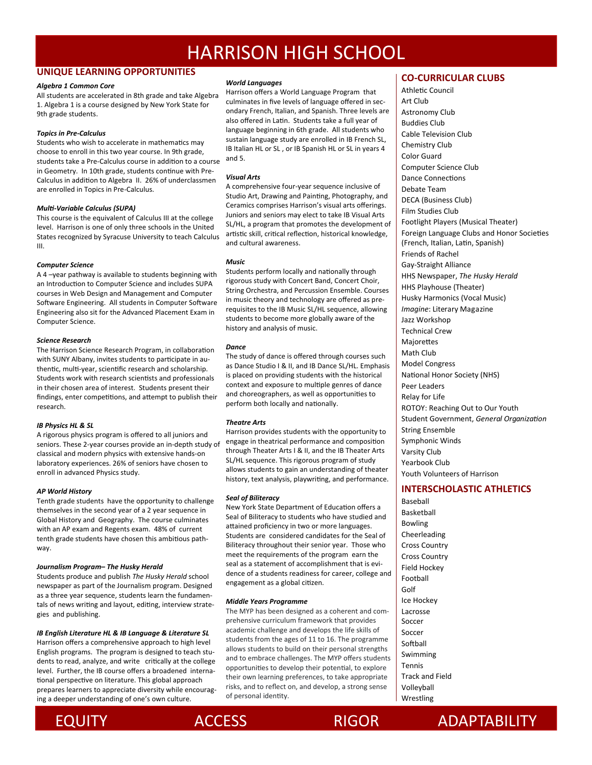# HARRISON HIGH SCHOOL

## UNIQUE LEARNING OPPORTUNITIES

***Algebra 1 Common Core***

All students are accelerated in 8th grade and take Algebra 1. Algebra 1 is a course designed by New York State for 9th grade students.

***Topics in Pre-Calculus***

Students who wish to accelerate in mathematics may choose to enroll in this two year course. In 9th grade, students take a Pre-Calculus course in addition to a course in Geometry. In 10th grade, students continue with Pre-Calculus in addition to Algebra II. 26% of underclassmen are enrolled in Topics in Pre-Calculus.

***Multi-Variable Calculus (SUPA)***

This course is the equivalent of Calculus III at the college level. Harrison is one of only three schools in the United States recognized by Syracuse University to teach Calculus III.

***Computer Science***

A 4 –year pathway is available to students beginning with an Introduction to Computer Science and includes SUPA courses in Web Design and Management and Computer Software Engineering. All students in Computer Software Engineering also sit for the Advanced Placement Exam in Computer Science.

***Science Research***

The Harrison Science Research Program, in collaboration with SUNY Albany, invites students to participate in authentic, multi-year, scientific research and scholarship. Students work with research scientists and professionals in their chosen area of interest. Students present their findings, enter competitions, and attempt to publish their research.

***IB Physics HL & SL***

A rigorous physics program is offered to all juniors and seniors. These 2-year courses provide an in-depth study of classical and modern physics with extensive hands-on laboratory experiences. 26% of seniors have chosen to enroll in advanced Physics study.

***AP World History***

Tenth grade students have the opportunity to challenge themselves in the second year of a 2 year sequence in Global History and Geography. The course culminates with an AP exam and Regents exam. 48% of current tenth grade students have chosen this ambitious pathway.

***Journalism Program– The Husky Herald***

Students produce and publish *The Husky Herald* school newspaper as part of the Journalism program. Designed as a three year sequence, students learn the fundamentals of news writing and layout, editing, interview strategies and publishing.

***IB English Literature HL & IB Language & Literature SL***

Harrison offers a comprehensive approach to high level English programs. The program is designed to teach students to read, analyze, and write critically at the college level. Further, the IB course offers a broadened international perspective on literature. This global approach prepares learners to appreciate diversity while encouraging a deeper understanding of one's own culture.

***World Languages***

Harrison offers a World Language Program that culminates in five levels of language offered in secondary French, Italian, and Spanish. Three levels are also offered in Latin. Students take a full year of language beginning in 6th grade. All students who sustain language study are enrolled in IB French SL, IB Italian HL or SL , or IB Spanish HL or SL in years 4 and 5.

***Visual Arts***

A comprehensive four-year sequence inclusive of Studio Art, Drawing and Painting, Photography, and Ceramics comprises Harrison's visual arts offerings. Juniors and seniors may elect to take IB Visual Arts SL/HL, a program that promotes the development of artistic skill, critical reflection, historical knowledge, and cultural awareness.

***Music***

Students perform locally and nationally through rigorous study with Concert Band, Concert Choir, String Orchestra, and Percussion Ensemble. Courses in music theory and technology are offered as prerequisites to the IB Music SL/HL sequence, allowing students to become more globally aware of the history and analysis of music.

***Dance***

The study of dance is offered through courses such as Dance Studio I & II, and IB Dance SL/HL. Emphasis is placed on providing students with the historical context and exposure to multiple genres of dance and choreographers, as well as opportunities to perform both locally and nationally.

***Theatre Arts***

Harrison provides students with the opportunity to engage in theatrical performance and composition through Theater Arts I & II, and the IB Theater Arts SL/HL sequence. This rigorous program of study allows students to gain an understanding of theater history, text analysis, playwriting, and performance.

***Seal of Biliteracy***

New York State Department of Education offers a Seal of Biliteracy to students who have studied and attained proficiency in two or more languages. Students are considered candidates for the Seal of Biliteracy throughout their senior year. Those who meet the requirements of the program earn the seal as a statement of accomplishment that is evidence of a students readiness for career, college and engagement as a global citizen.

***Middle Years Programme***

The MYP has been designed as a coherent and comprehensive curriculum framework that provides academic challenge and develops the life skills of students from the ages of 11 to 16. The programme allows students to build on their personal strengths and to embrace challenges. The MYP offers students opportunities to develop their potential, to explore their own learning preferences, to take appropriate risks, and to reflect on, and develop, a strong sense of personal identity.

## CO-CURRICULAR CLUBS

- Athletic Council
- Art Club
- Astronomy Club
- Buddies Club
- Cable Television Club
- Chemistry Club
- Color Guard
- Computer Science Club
- Dance Connections
- Debate Team
- DECA (Business Club)
- Film Studies Club
- Footlight Players (Musical Theater)
- Foreign Language Clubs and Honor Societies (French, Italian, Latin, Spanish)
- Friends of Rachel
- Gay-Straight Alliance
- HHS Newspaper, *The Husky Herald*
- HHS Playhouse (Theater)
- Husky Harmonics (Vocal Music)
- *Imagine*: Literary Magazine
- Jazz Workshop
- Technical Crew
- Majorettes
- Math Club
- Model Congress
- National Honor Society (NHS)
- Peer Leaders
- Relay for Life
- ROTOY: Reaching Out to Our Youth
- Student Government, *General Organization*
- String Ensemble
- Symphonic Winds
- Varsity Club
- Yearbook Club
- Youth Volunteers of Harrison

## INTERSCHOLASTIC ATHLETICS

- Baseball
- Basketball
- Bowling
- Cheerleading
- Cross Country
- Cross Country
- Field Hockey
- Football
- Golf
- Ice Hockey
- Lacrosse
- Soccer
- Soccer
- Softball
- Swimming
- Tennis
- Track and Field
- Volleyball
- Wrestling

EQUITY ACCESS RIGOR ADAPTABILITY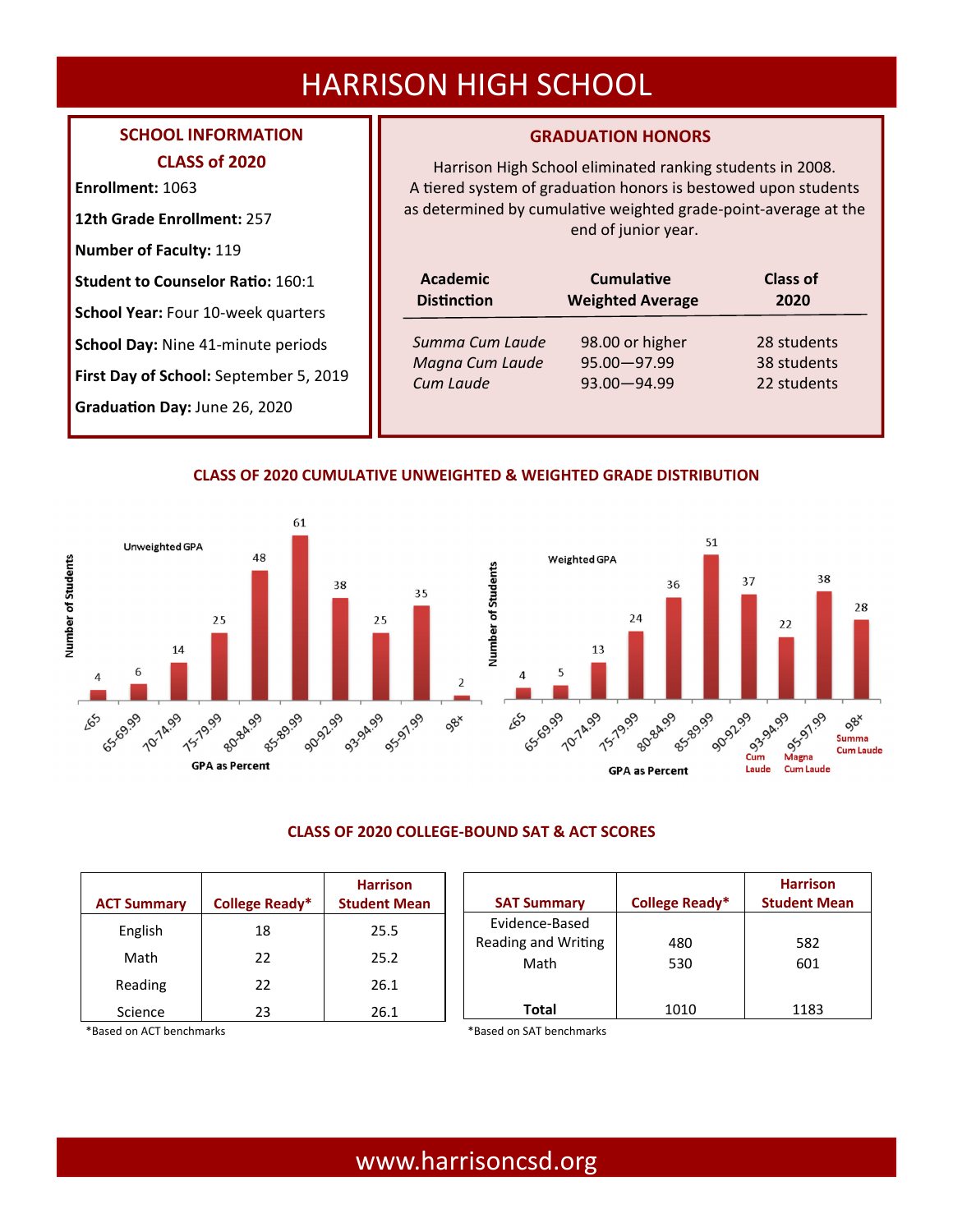# HARRISON HIGH SCHOOL

## SCHOOL INFORMATION
## CLASS of 2020

**Enrollment:** 1063

**12th Grade Enrollment:** 257

**Number of Faculty:** 119

**Student to Counselor Ratio:** 160:1

**School Year:** Four 10-week quarters

**School Day:** Nine 41-minute periods

**First Day of School:** September 5, 2019

**Graduation Day:** June 26, 2020

## GRADUATION HONORS

Harrison High School eliminated ranking students in 2008. A tiered system of graduation honors is bestowed upon students as determined by cumulative weighted grade-point-average at the end of junior year.

| Academic Distinction | Cumulative Weighted Average | Class of 2020 |
|---|---|---|
| *Summa Cum Laude* | 98.00 or higher | 28 students |
| *Magna Cum Laude* | 95.00—97.99 | 38 students |
| *Cum Laude* | 93.00—94.99 | 22 students |

## CLASS OF 2020 CUMULATIVE UNWEIGHTED & WEIGHTED GRADE DISTRIBUTION

**Unweighted GPA**

| GPA as Percent | Number of Students |
|---|---|
| <65 | 4 |
| 65-69.99 | 6 |
| 70-74.99 | 14 |
| 75-79.99 | 25 |
| 80-84.99 | 48 |
| 85-89.99 | 61 |
| 90-92.99 | 38 |
| 93-94.99 | 25 |
| 95-97.99 | 35 |
| 98+ | 2 |

**Weighted GPA**

| GPA as Percent | Number of Students |
|---|---|
| <65 | 4 |
| 65-69.99 | 5 |
| 70-74.99 | 13 |
| 75-79.99 | 24 |
| 80-84.99 | 36 |
| 85-89.99 | 51 |
| 90-92.99 | 37 |
| 93-94.99 (Cum Laude) | 22 |
| 95-97.99 (Magna Cum Laude) | 38 |
| 98+ (Summa Cum Laude) | 28 |

## CLASS OF 2020 COLLEGE-BOUND SAT & ACT SCORES

| ACT Summary | College Ready* | Harrison Student Mean |
|---|---|---|
| English | 18 | 25.5 |
| Math | 22 | 25.2 |
| Reading | 22 | 26.1 |
| Science | 23 | 26.1 |

*Based on ACT benchmarks

| SAT Summary | College Ready* | Harrison Student Mean |
|---|---|---|
| Evidence-Based Reading and Writing | 480 | 582 |
| Math | 530 | 601 |
| **Total** | 1010 | 1183 |

*Based on SAT benchmarks

www.harrisoncsd.org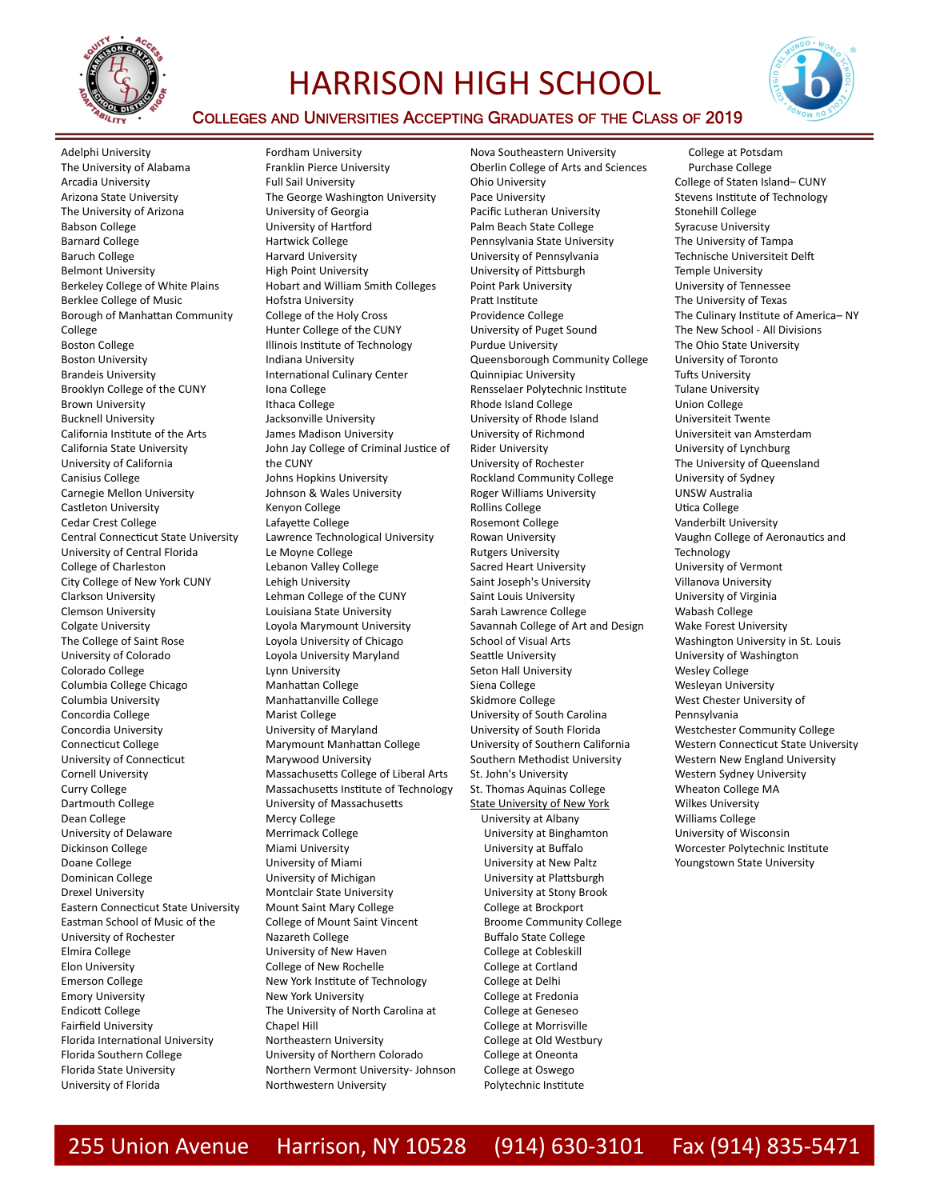# HARRISON HIGH SCHOOL

## Colleges and Universities Accepting Graduates of the Class of 2019

- Adelphi University
- The University of Alabama
- Arcadia University
- Arizona State University
- The University of Arizona
- Babson College
- Barnard College
- Baruch College
- Belmont University
- Berkeley College of White Plains
- Berklee College of Music
- Borough of Manhattan Community College
- Boston College
- Boston University
- Brandeis University
- Brooklyn College of the CUNY
- Brown University
- Bucknell University
- California Institute of the Arts
- California State University
- University of California
- Canisius College
- Carnegie Mellon University
- Castleton University
- Cedar Crest College
- Central Connecticut State University
- University of Central Florida
- College of Charleston
- City College of New York CUNY
- Clarkson University
- Clemson University
- Colgate University
- The College of Saint Rose
- University of Colorado
- Colorado College
- Columbia College Chicago
- Columbia University
- Concordia College
- Concordia University
- Connecticut College
- University of Connecticut
- Cornell University
- Curry College
- Dartmouth College
- Dean College
- University of Delaware
- Dickinson College
- Doane College
- Dominican College
- Drexel University
- Eastern Connecticut State University
- Eastman School of Music of the University of Rochester
- Elmira College
- Elon University
- Emerson College
- Emory University
- Endicott College
- Fairfield University
- Florida International University
- Florida Southern College
- Florida State University
- University of Florida
- Fordham University
- Franklin Pierce University
- Full Sail University
- The George Washington University
- University of Georgia
- University of Hartford
- Hartwick College
- Harvard University
- High Point University
- Hobart and William Smith Colleges
- Hofstra University
- College of the Holy Cross
- Hunter College of the CUNY
- Illinois Institute of Technology
- Indiana University
- International Culinary Center
- Iona College
- Ithaca College
- Jacksonville University
- James Madison University
- John Jay College of Criminal Justice of the CUNY
- Johns Hopkins University
- Johnson & Wales University
- Kenyon College
- Lafayette College
- Lawrence Technological University
- Le Moyne College
- Lebanon Valley College
- Lehigh University
- Lehman College of the CUNY
- Louisiana State University
- Loyola Marymount University
- Loyola University of Chicago
- Loyola University Maryland
- Lynn University
- Manhattan College
- Manhattanville College
- Marist College
- University of Maryland
- Marymount Manhattan College
- Marywood University
- Massachusetts College of Liberal Arts
- Massachusetts Institute of Technology
- University of Massachusetts
- Mercy College
- Merrimack College
- Miami University
- University of Miami
- University of Michigan
- Montclair State University
- Mount Saint Mary College
- College of Mount Saint Vincent
- Nazareth College
- University of New Haven
- College of New Rochelle
- New York Institute of Technology
- New York University
- The University of North Carolina at Chapel Hill
- Northeastern University
- University of Northern Colorado
- Northern Vermont University- Johnson
- Northwestern University
- Nova Southeastern University
- Oberlin College of Arts and Sciences
- Ohio University
- Pace University
- Pacific Lutheran University
- Palm Beach State College
- Pennsylvania State University
- University of Pennsylvania
- University of Pittsburgh
- Point Park University
- Pratt Institute
- Providence College
- University of Puget Sound
- Purdue University
- Queensborough Community College
- Quinnipiac University
- Rensselaer Polytechnic Institute
- Rhode Island College
- University of Rhode Island
- University of Richmond
- Rider University
- University of Rochester
- Rockland Community College
- Roger Williams University
- Rollins College
- Rosemont College
- Rowan University
- Rutgers University
- Sacred Heart University
- Saint Joseph's University
- Saint Louis University
- Sarah Lawrence College
- Savannah College of Art and Design
- School of Visual Arts
- Seattle University
- Seton Hall University
- Siena College
- Skidmore College
- University of South Carolina
- University of South Florida
- University of Southern California
- Southern Methodist University
- St. John's University
- St. Thomas Aquinas College
- State University of New York
  - University at Albany
  - University at Binghamton
  - University at Buffalo
  - University at New Paltz
  - University at Plattsburgh
  - University at Stony Brook
  - College at Brockport
  - Broome Community College
  - Buffalo State College
  - College at Cobleskill
  - College at Cortland
  - College at Delhi
  - College at Fredonia
  - College at Geneseo
  - College at Morrisville
  - College at Old Westbury
  - College at Oneonta
  - College at Oswego
  - Polytechnic Institute
  - College at Potsdam
  - Purchase College
- College of Staten Island– CUNY
- Stevens Institute of Technology
- Stonehill College
- Syracuse University
- The University of Tampa
- Technische Universiteit Delft
- Temple University
- University of Tennessee
- The University of Texas
- The Culinary Institute of America– NY
- The New School - All Divisions
- The Ohio State University
- University of Toronto
- Tufts University
- Tulane University
- Union College
- Universiteit Twente
- Universiteit van Amsterdam
- University of Lynchburg
- The University of Queensland
- University of Sydney
- UNSW Australia
- Utica College
- Vanderbilt University
- Vaughn College of Aeronautics and Technology
- University of Vermont
- Villanova University
- University of Virginia
- Wabash College
- Wake Forest University
- Washington University in St. Louis
- University of Washington
- Wesley College
- Wesleyan University
- West Chester University of Pennsylvania
- Westchester Community College
- Western Connecticut State University
- Western New England University
- Western Sydney University
- Wheaton College MA
- Wilkes University
- Williams College
- University of Wisconsin
- Worcester Polytechnic Institute
- Youngstown State University

255 Union Avenue Harrison, NY 10528 (914) 630-3101 Fax (914) 835-5471